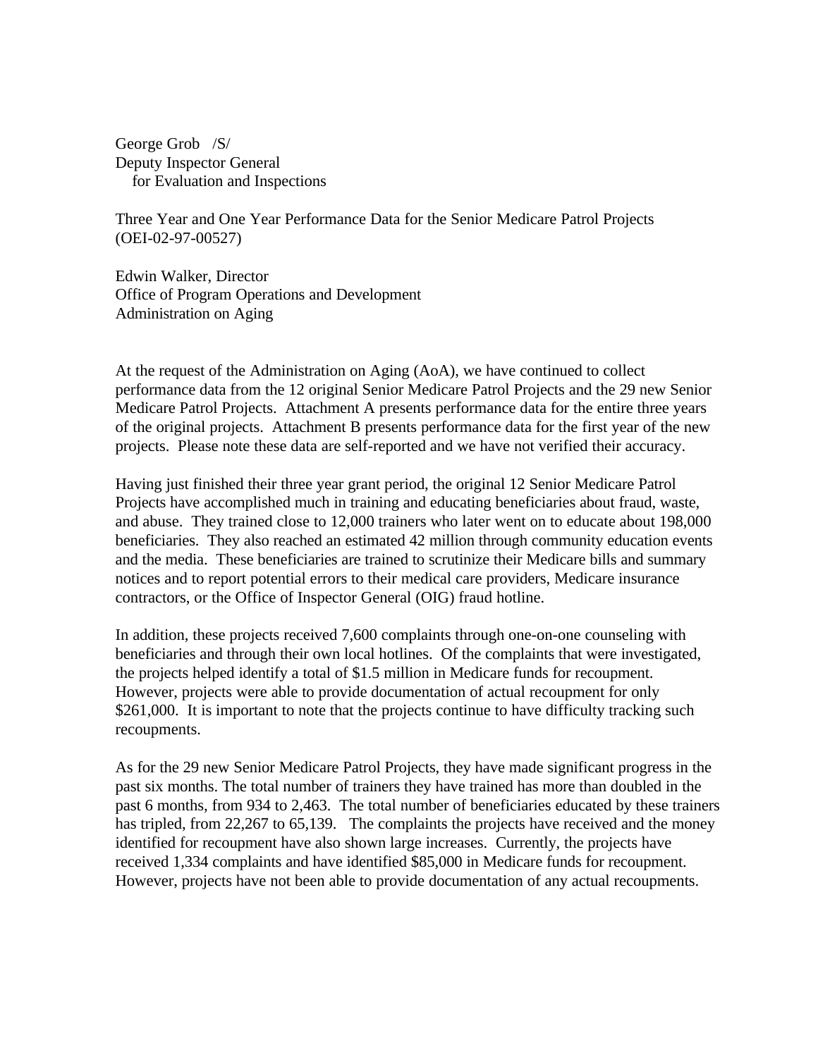George Grob /S/
Deputy Inspector General
for Evaluation and Inspections

Three Year and One Year Performance Data for the Senior Medicare Patrol Projects (OEI-02-97-00527)

Edwin Walker, Director
Office of Program Operations and Development
Administration on Aging

At the request of the Administration on Aging (AoA), we have continued to collect performance data from the 12 original Senior Medicare Patrol Projects and the 29 new Senior Medicare Patrol Projects. Attachment A presents performance data for the entire three years of the original projects. Attachment B presents performance data for the first year of the new projects. Please note these data are self-reported and we have not verified their accuracy.

Having just finished their three year grant period, the original 12 Senior Medicare Patrol Projects have accomplished much in training and educating beneficiaries about fraud, waste, and abuse. They trained close to 12,000 trainers who later went on to educate about 198,000 beneficiaries. They also reached an estimated 42 million through community education events and the media. These beneficiaries are trained to scrutinize their Medicare bills and summary notices and to report potential errors to their medical care providers, Medicare insurance contractors, or the Office of Inspector General (OIG) fraud hotline.

In addition, these projects received 7,600 complaints through one-on-one counseling with beneficiaries and through their own local hotlines. Of the complaints that were investigated, the projects helped identify a total of $1.5 million in Medicare funds for recoupment. However, projects were able to provide documentation of actual recoupment for only $261,000. It is important to note that the projects continue to have difficulty tracking such recoupments.

As for the 29 new Senior Medicare Patrol Projects, they have made significant progress in the past six months. The total number of trainers they have trained has more than doubled in the past 6 months, from 934 to 2,463. The total number of beneficiaries educated by these trainers has tripled, from 22,267 to 65,139. The complaints the projects have received and the money identified for recoupment have also shown large increases. Currently, the projects have received 1,334 complaints and have identified $85,000 in Medicare funds for recoupment. However, projects have not been able to provide documentation of any actual recoupments.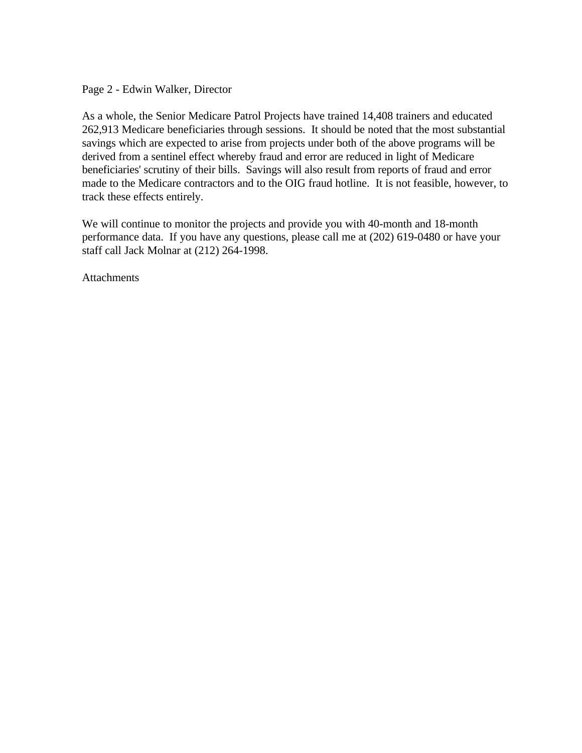Page 2 - Edwin Walker, Director

As a whole, the Senior Medicare Patrol Projects have trained 14,408 trainers and educated 262,913 Medicare beneficiaries through sessions. It should be noted that the most substantial savings which are expected to arise from projects under both of the above programs will be derived from a sentinel effect whereby fraud and error are reduced in light of Medicare beneficiaries' scrutiny of their bills. Savings will also result from reports of fraud and error made to the Medicare contractors and to the OIG fraud hotline. It is not feasible, however, to track these effects entirely.

We will continue to monitor the projects and provide you with 40-month and 18-month performance data. If you have any questions, please call me at (202) 619-0480 or have your staff call Jack Molnar at (212) 264-1998.

Attachments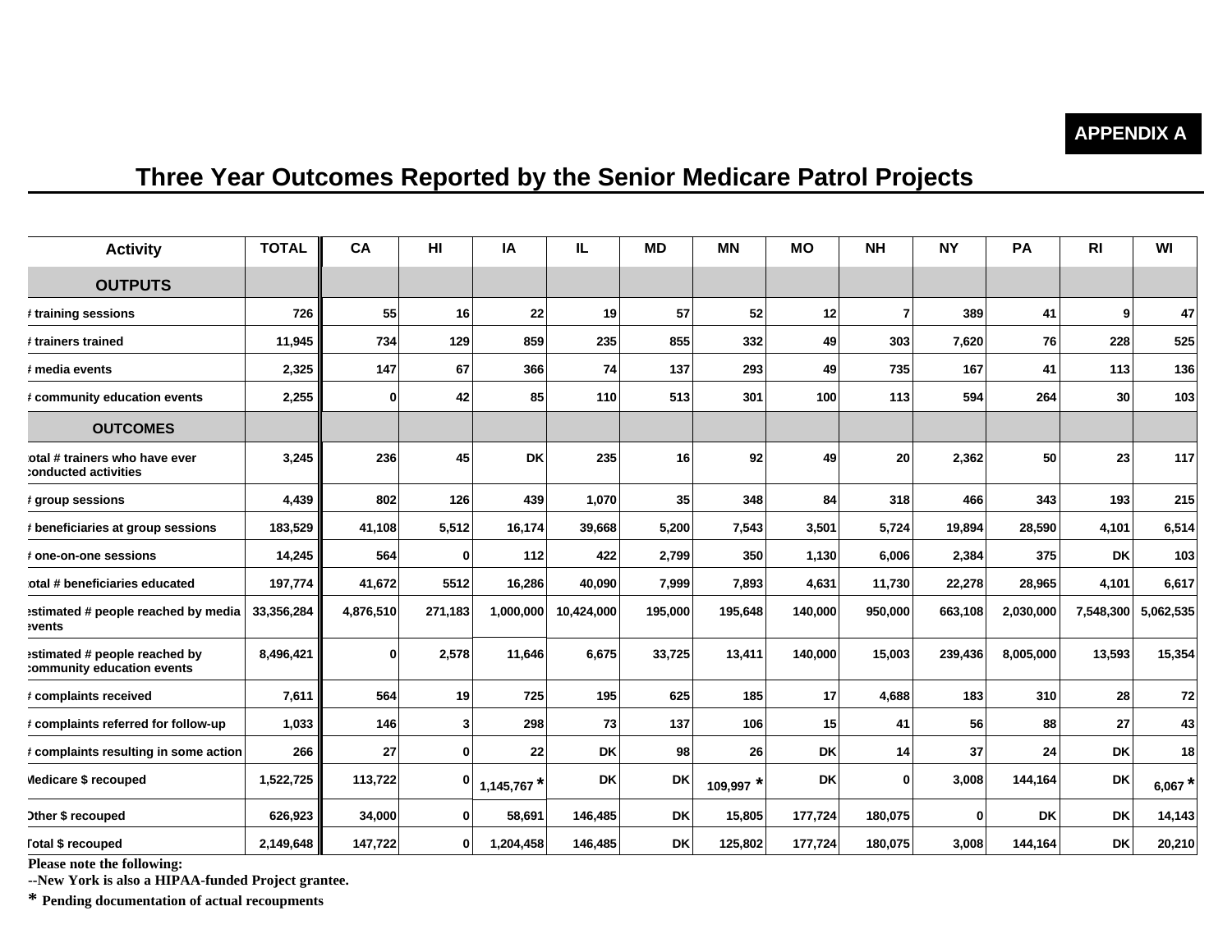**APPENDIX A**

# Three Year Outcomes Reported by the Senior Medicare Patrol Projects

| Activity | TOTAL | CA | HI | IA | IL | MD | MN | MO | NH | NY | PA | RI | WI |
|---|---|---|---|---|---|---|---|---|---|---|---|---|---|
| **OUTPUTS** | | | | | | | | | | | | | |
| # training sessions | 726 | 55 | 16 | 22 | 19 | 57 | 52 | 12 | 7 | 389 | 41 | 9 | 47 |
| # trainers trained | 11,945 | 734 | 129 | 859 | 235 | 855 | 332 | 49 | 303 | 7,620 | 76 | 228 | 525 |
| # media events | 2,325 | 147 | 67 | 366 | 74 | 137 | 293 | 49 | 735 | 167 | 41 | 113 | 136 |
| # community education events | 2,255 | 0 | 42 | 85 | 110 | 513 | 301 | 100 | 113 | 594 | 264 | 30 | 103 |
| **OUTCOMES** | | | | | | | | | | | | | |
| total # trainers who have ever conducted activities | 3,245 | 236 | 45 | DK | 235 | 16 | 92 | 49 | 20 | 2,362 | 50 | 23 | 117 |
| # group sessions | 4,439 | 802 | 126 | 439 | 1,070 | 35 | 348 | 84 | 318 | 466 | 343 | 193 | 215 |
| # beneficiaries at group sessions | 183,529 | 41,108 | 5,512 | 16,174 | 39,668 | 5,200 | 7,543 | 3,501 | 5,724 | 19,894 | 28,590 | 4,101 | 6,514 |
| # one-on-one sessions | 14,245 | 564 | 0 | 112 | 422 | 2,799 | 350 | 1,130 | 6,006 | 2,384 | 375 | DK | 103 |
| total # beneficiaries educated | 197,774 | 41,672 | 5512 | 16,286 | 40,090 | 7,999 | 7,893 | 4,631 | 11,730 | 22,278 | 28,965 | 4,101 | 6,617 |
| estimated # people reached by media events | 33,356,284 | 4,876,510 | 271,183 | 1,000,000 | 10,424,000 | 195,000 | 195,648 | 140,000 | 950,000 | 663,108 | 2,030,000 | 7,548,300 | 5,062,535 |
| estimated # people reached by community education events | 8,496,421 | 0 | 2,578 | 11,646 | 6,675 | 33,725 | 13,411 | 140,000 | 15,003 | 239,436 | 8,005,000 | 13,593 | 15,354 |
| # complaints received | 7,611 | 564 | 19 | 725 | 195 | 625 | 185 | 17 | 4,688 | 183 | 310 | 28 | 72 |
| # complaints referred for follow-up | 1,033 | 146 | 3 | 298 | 73 | 137 | 106 | 15 | 41 | 56 | 88 | 27 | 43 |
| # complaints resulting in some action | 266 | 27 | 0 | 22 | DK | 98 | 26 | DK | 14 | 37 | 24 | DK | 18 |
| Medicare $ recouped | 1,522,725 | 113,722 | 0 | 1,145,767 * | DK | DK | 109,997 * | DK | 0 | 3,008 | 144,164 | DK | 6,067 * |
| Other $ recouped | 626,923 | 34,000 | 0 | 58,691 | 146,485 | DK | 15,805 | 177,724 | 180,075 | 0 | DK | DK | 14,143 |
| Total $ recouped | 2,149,648 | 147,722 | 0 | 1,204,458 | 146,485 | DK | 125,802 | 177,724 | 180,075 | 3,008 | 144,164 | DK | 20,210 |

**Please note the following:**

**--New York is also a HIPAA-funded Project grantee.**

**\* Pending documentation of actual recoupments**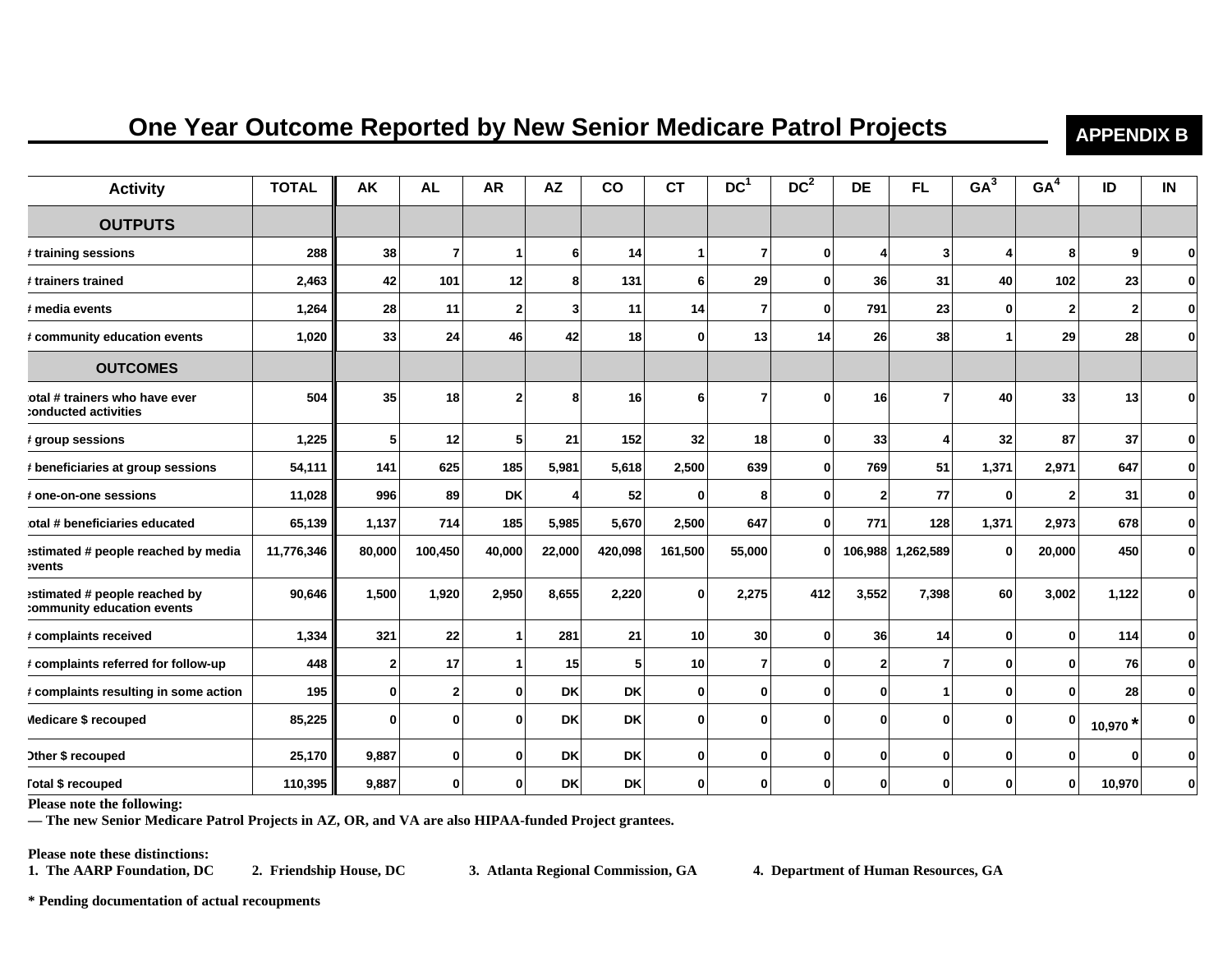# One Year Outcome Reported by New Senior Medicare Patrol Projects

**APPENDIX B**

| Activity | TOTAL | AK | AL | AR | AZ | CO | CT | DC[1] | DC[2] | DE | FL | GA[3] | GA[4] | ID | IN |
|---|---|---|---|---|---|---|---|---|---|---|---|---|---|---|---|
| **OUTPUTS** | | | | | | | | | | | | | | | |
| # training sessions | 288 | 38 | 7 | 1 | 6 | 14 | 1 | 7 | 0 | 4 | 3 | 4 | 8 | 9 | 0 |
| # trainers trained | 2,463 | 42 | 101 | 12 | 8 | 131 | 6 | 29 | 0 | 36 | 31 | 40 | 102 | 23 | 0 |
| # media events | 1,264 | 28 | 11 | 2 | 3 | 11 | 14 | 7 | 0 | 791 | 23 | 0 | 2 | 2 | 0 |
| # community education events | 1,020 | 33 | 24 | 46 | 42 | 18 | 0 | 13 | 14 | 26 | 38 | 1 | 29 | 28 | 0 |
| **OUTCOMES** | | | | | | | | | | | | | | | |
| total # trainers who have ever conducted activities | 504 | 35 | 18 | 2 | 8 | 16 | 6 | 7 | 0 | 16 | 7 | 40 | 33 | 13 | 0 |
| # group sessions | 1,225 | 5 | 12 | 5 | 21 | 152 | 32 | 18 | 0 | 33 | 4 | 32 | 87 | 37 | 0 |
| # beneficiaries at group sessions | 54,111 | 141 | 625 | 185 | 5,981 | 5,618 | 2,500 | 639 | 0 | 769 | 51 | 1,371 | 2,971 | 647 | 0 |
| # one-on-one sessions | 11,028 | 996 | 89 | DK | 4 | 52 | 0 | 8 | 0 | 2 | 77 | 0 | 2 | 31 | 0 |
| total # beneficiaries educated | 65,139 | 1,137 | 714 | 185 | 5,985 | 5,670 | 2,500 | 647 | 0 | 771 | 128 | 1,371 | 2,973 | 678 | 0 |
| estimated # people reached by media events | 11,776,346 | 80,000 | 100,450 | 40,000 | 22,000 | 420,098 | 161,500 | 55,000 | 0 | 106,988 | 1,262,589 | 0 | 20,000 | 450 | 0 |
| estimated # people reached by community education events | 90,646 | 1,500 | 1,920 | 2,950 | 8,655 | 2,220 | 0 | 2,275 | 412 | 3,552 | 7,398 | 60 | 3,002 | 1,122 | 0 |
| # complaints received | 1,334 | 321 | 22 | 1 | 281 | 21 | 10 | 30 | 0 | 36 | 14 | 0 | 0 | 114 | 0 |
| # complaints referred for follow-up | 448 | 2 | 17 | 1 | 15 | 5 | 10 | 7 | 0 | 2 | 7 | 0 | 0 | 76 | 0 |
| # complaints resulting in some action | 195 | 0 | 2 | 0 | DK | DK | 0 | 0 | 0 | 0 | 1 | 0 | 0 | 28 | 0 |
| Medicare $ recouped | 85,225 | 0 | 0 | 0 | DK | DK | 0 | 0 | 0 | 0 | 0 | 0 | 0 | 10,970 * | 0 |
| Other $ recouped | 25,170 | 9,887 | 0 | 0 | DK | DK | 0 | 0 | 0 | 0 | 0 | 0 | 0 | 0 | 0 |
| Total $ recouped | 110,395 | 9,887 | 0 | 0 | DK | DK | 0 | 0 | 0 | 0 | 0 | 0 | 0 | 10,970 | 0 |

**Please note the following:**

**— The new Senior Medicare Patrol Projects in AZ, OR, and VA are also HIPAA-funded Project grantees.**

**Please note these distinctions:**

**1. The AARP Foundation, DC 2. Friendship House, DC 3. Atlanta Regional Commission, GA 4. Department of Human Resources, GA**

**\* Pending documentation of actual recoupments**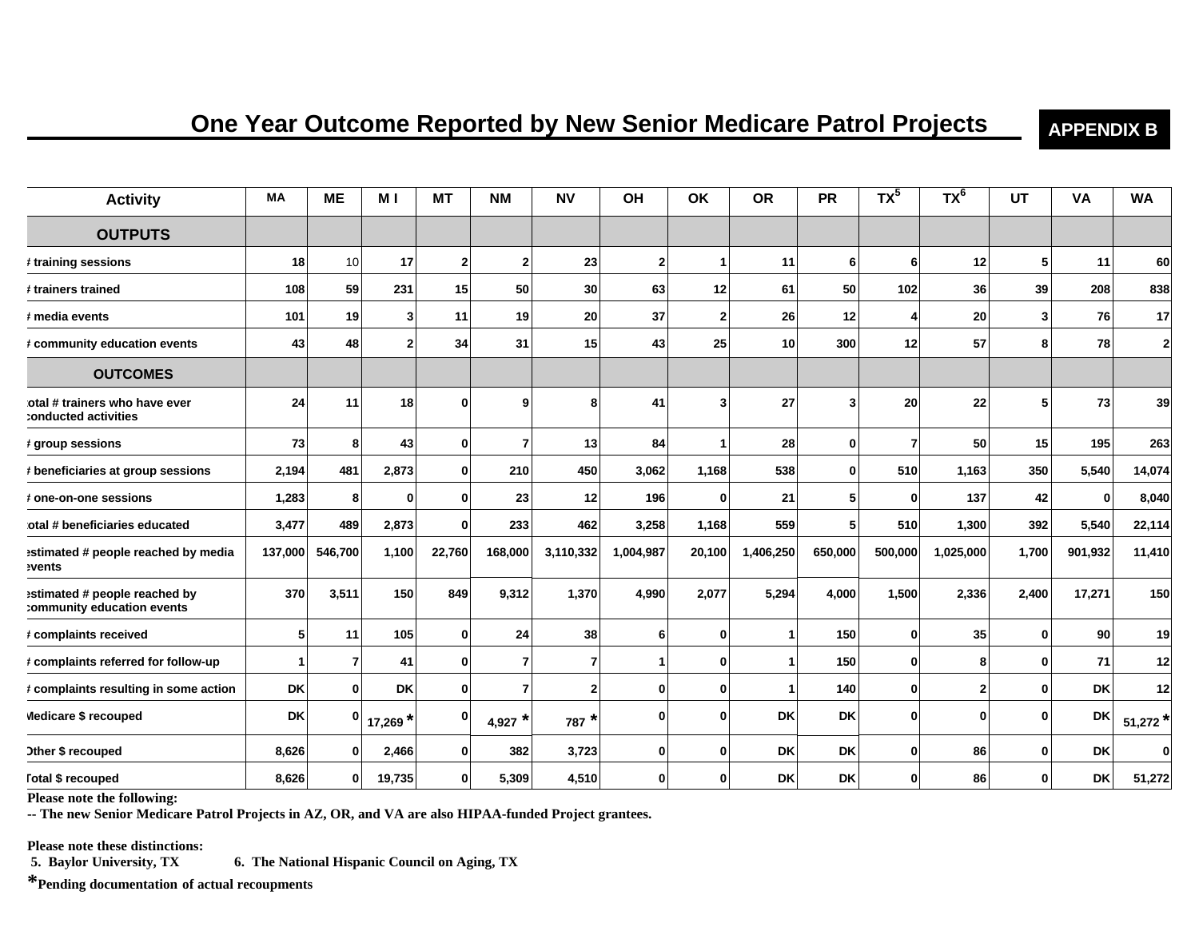# One Year Outcome Reported by New Senior Medicare Patrol Projects

**APPENDIX B**

| Activity | MA | ME | MI | MT | NM | NV | OH | OK | OR | PR | TX[5] | TX[6] | UT | VA | WA |
|---|---|---|---|---|---|---|---|---|---|---|---|---|---|---|---|
| **OUTPUTS** | | | | | | | | | | | | | | | |
| # training sessions | 18 | 10 | 17 | 2 | 2 | 23 | 2 | 1 | 11 | 6 | 6 | 12 | 5 | 11 | 60 |
| # trainers trained | 108 | 59 | 231 | 15 | 50 | 30 | 63 | 12 | 61 | 50 | 102 | 36 | 39 | 208 | 838 |
| # media events | 101 | 19 | 3 | 11 | 19 | 20 | 37 | 2 | 26 | 12 | 4 | 20 | 3 | 76 | 17 |
| # community education events | 43 | 48 | 2 | 34 | 31 | 15 | 43 | 25 | 10 | 300 | 12 | 57 | 8 | 78 | 2 |
| **OUTCOMES** | | | | | | | | | | | | | | | |
| Total # trainers who have ever conducted activities | 24 | 11 | 18 | 0 | 9 | 8 | 41 | 3 | 27 | 3 | 20 | 22 | 5 | 73 | 39 |
| # group sessions | 73 | 8 | 43 | 0 | 7 | 13 | 84 | 1 | 28 | 0 | 7 | 50 | 15 | 195 | 263 |
| # beneficiaries at group sessions | 2,194 | 481 | 2,873 | 0 | 210 | 450 | 3,062 | 1,168 | 538 | 0 | 510 | 1,163 | 350 | 5,540 | 14,074 |
| # one-on-one sessions | 1,283 | 8 | 0 | 0 | 23 | 12 | 196 | 0 | 21 | 5 | 0 | 137 | 42 | 0 | 8,040 |
| Total # beneficiaries educated | 3,477 | 489 | 2,873 | 0 | 233 | 462 | 3,258 | 1,168 | 559 | 5 | 510 | 1,300 | 392 | 5,540 | 22,114 |
| Estimated # people reached by media events | 137,000 | 546,700 | 1,100 | 22,760 | 168,000 | 3,110,332 | 1,004,987 | 20,100 | 1,406,250 | 650,000 | 500,000 | 1,025,000 | 1,700 | 901,932 | 11,410 |
| Estimated # people reached by community education events | 370 | 3,511 | 150 | 849 | 9,312 | 1,370 | 4,990 | 2,077 | 5,294 | 4,000 | 1,500 | 2,336 | 2,400 | 17,271 | 150 |
| # complaints received | 5 | 11 | 105 | 0 | 24 | 38 | 6 | 0 | 1 | 150 | 0 | 35 | 0 | 90 | 19 |
| # complaints referred for follow-up | 1 | 7 | 41 | 0 | 7 | 7 | 1 | 0 | 1 | 150 | 0 | 8 | 0 | 71 | 12 |
| # complaints resulting in some action | DK | 0 | DK | 0 | 7 | 2 | 0 | 0 | 1 | 140 | 0 | 2 | 0 | DK | 12 |
| Medicare $ recouped | DK | 0 | 17,269 * | 0 | 4,927 * | 787 * | 0 | 0 | DK | DK | 0 | 0 | 0 | DK | 51,272 * |
| Other $ recouped | 8,626 | 0 | 2,466 | 0 | 382 | 3,723 | 0 | 0 | DK | DK | 0 | 86 | 0 | DK | 0 |
| Total $ recouped | 8,626 | 0 | 19,735 | 0 | 5,309 | 4,510 | 0 | 0 | DK | DK | 0 | 86 | 0 | DK | 51,272 |

**Please note the following:**

**-- The new Senior Medicare Patrol Projects in AZ, OR, and VA are also HIPAA-funded Project grantees.**

**Please note these distinctions:**

**5. Baylor University, TX**  **6. The National Hispanic Council on Aging, TX**

**\*Pending documentation of actual recoupments**